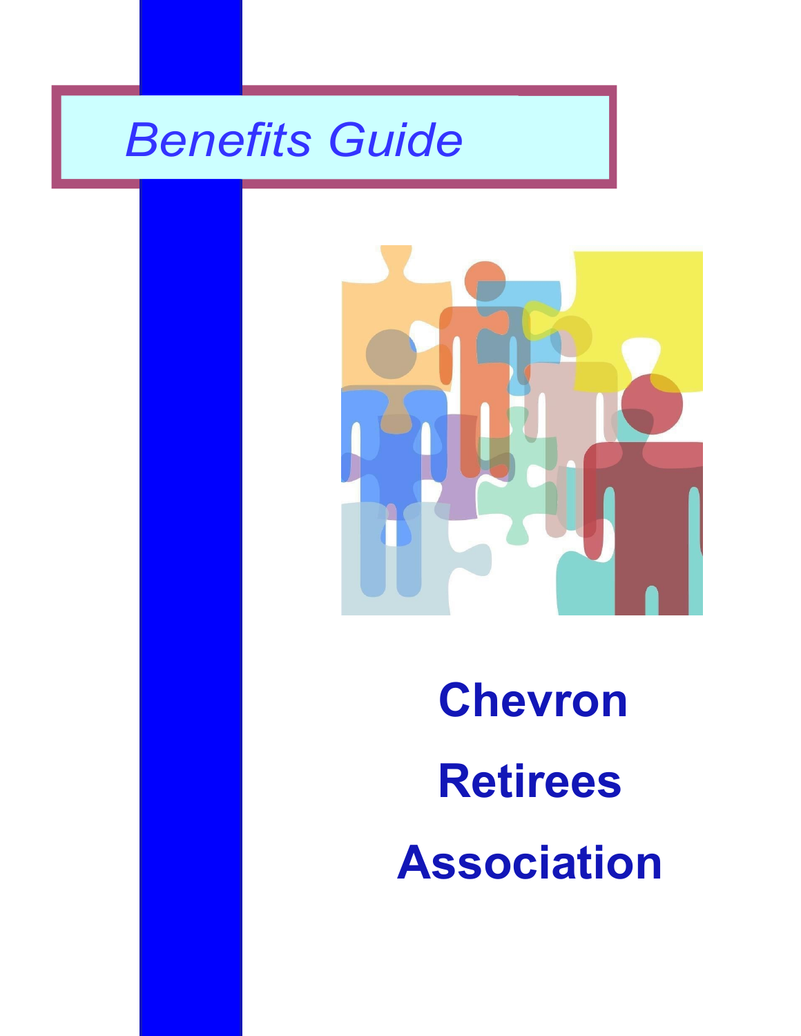# *Benefits Guide*

# Chevron Retirees Association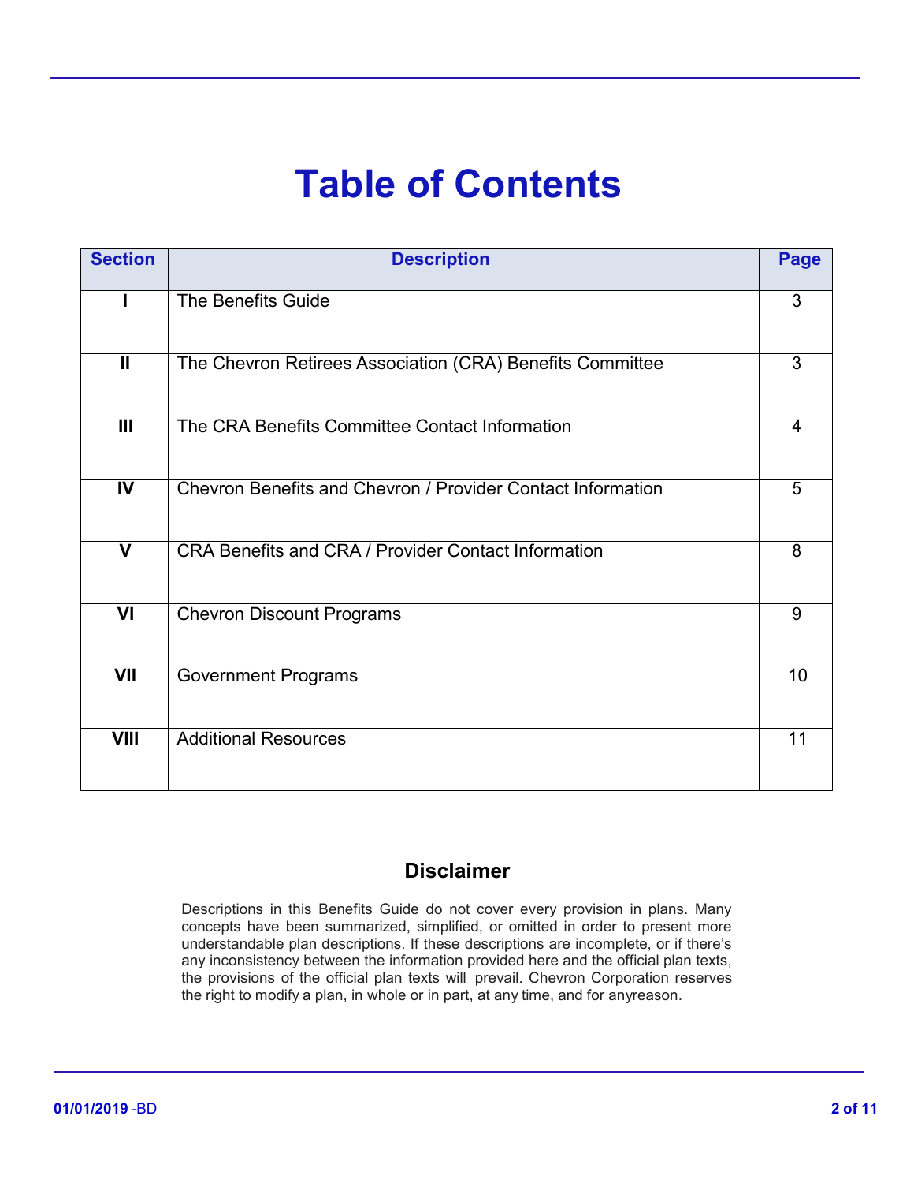# Table of Contents

| Section | Description | Page |
|---|---|---|
| I | The Benefits Guide | 3 |
| II | The Chevron Retirees Association (CRA) Benefits Committee | 3 |
| III | The CRA Benefits Committee Contact Information | 4 |
| IV | Chevron Benefits and Chevron / Provider Contact Information | 5 |
| V | CRA Benefits and CRA / Provider Contact Information | 8 |
| VI | Chevron Discount Programs | 9 |
| VII | Government Programs | 10 |
| VIII | Additional Resources | 11 |

## Disclaimer

Descriptions in this Benefits Guide do not cover every provision in plans. Many concepts have been summarized, simplified, or omitted in order to present more understandable plan descriptions. If these descriptions are incomplete, or if there's any inconsistency between the information provided here and the official plan texts, the provisions of the official plan texts will prevail. Chevron Corporation reserves the right to modify a plan, in whole or in part, at any time, and for anyreason.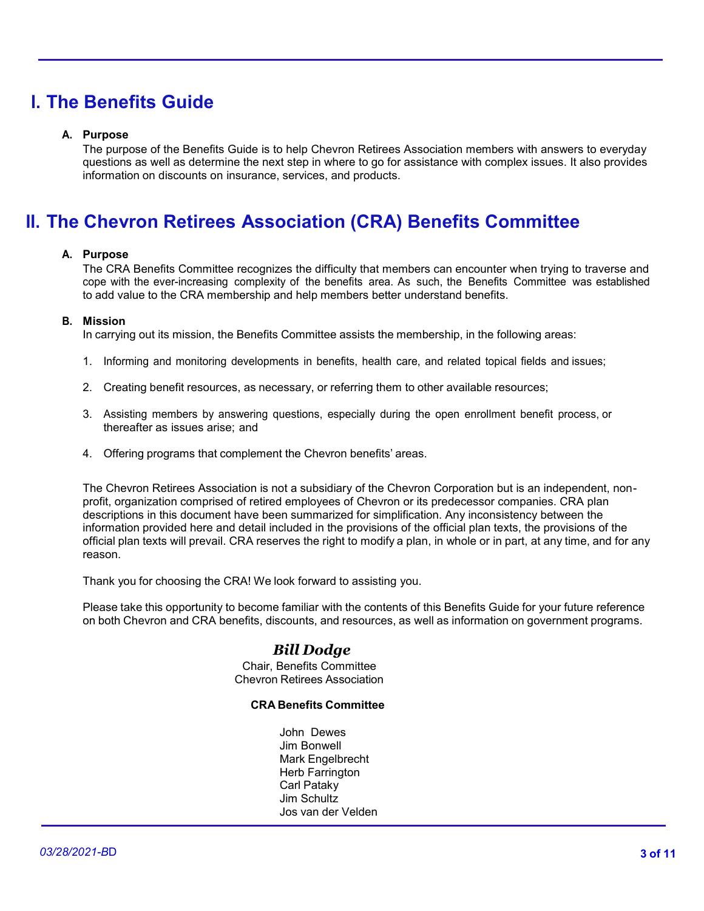# I. The Benefits Guide

**A. Purpose**

The purpose of the Benefits Guide is to help Chevron Retirees Association members with answers to everyday questions as well as determine the next step in where to go for assistance with complex issues. It also provides information on discounts on insurance, services, and products.

# II. The Chevron Retirees Association (CRA) Benefits Committee

**A. Purpose**

The CRA Benefits Committee recognizes the difficulty that members can encounter when trying to traverse and cope with the ever-increasing complexity of the benefits area. As such, the Benefits Committee was established to add value to the CRA membership and help members better understand benefits.

**B. Mission**

In carrying out its mission, the Benefits Committee assists the membership, in the following areas:

1. Informing and monitoring developments in benefits, health care, and related topical fields and issues;
2. Creating benefit resources, as necessary, or referring them to other available resources;
3. Assisting members by answering questions, especially during the open enrollment benefit process, or thereafter as issues arise; and
4. Offering programs that complement the Chevron benefits' areas.

The Chevron Retirees Association is not a subsidiary of the Chevron Corporation but is an independent, non-profit, organization comprised of retired employees of Chevron or its predecessor companies. CRA plan descriptions in this document have been summarized for simplification. Any inconsistency between the information provided here and detail included in the provisions of the official plan texts, the provisions of the official plan texts will prevail. CRA reserves the right to modify a plan, in whole or in part, at any time, and for any reason.

Thank you for choosing the CRA! We look forward to assisting you.

Please take this opportunity to become familiar with the contents of this Benefits Guide for your future reference on both Chevron and CRA benefits, discounts, and resources, as well as information on government programs.

***Bill Dodge***
Chair, Benefits Committee
Chevron Retirees Association

**CRA Benefits Committee**

John Dewes
Jim Bonwell
Mark Engelbrecht
Herb Farrington
Carl Pataky
Jim Schultz
Jos van der Velden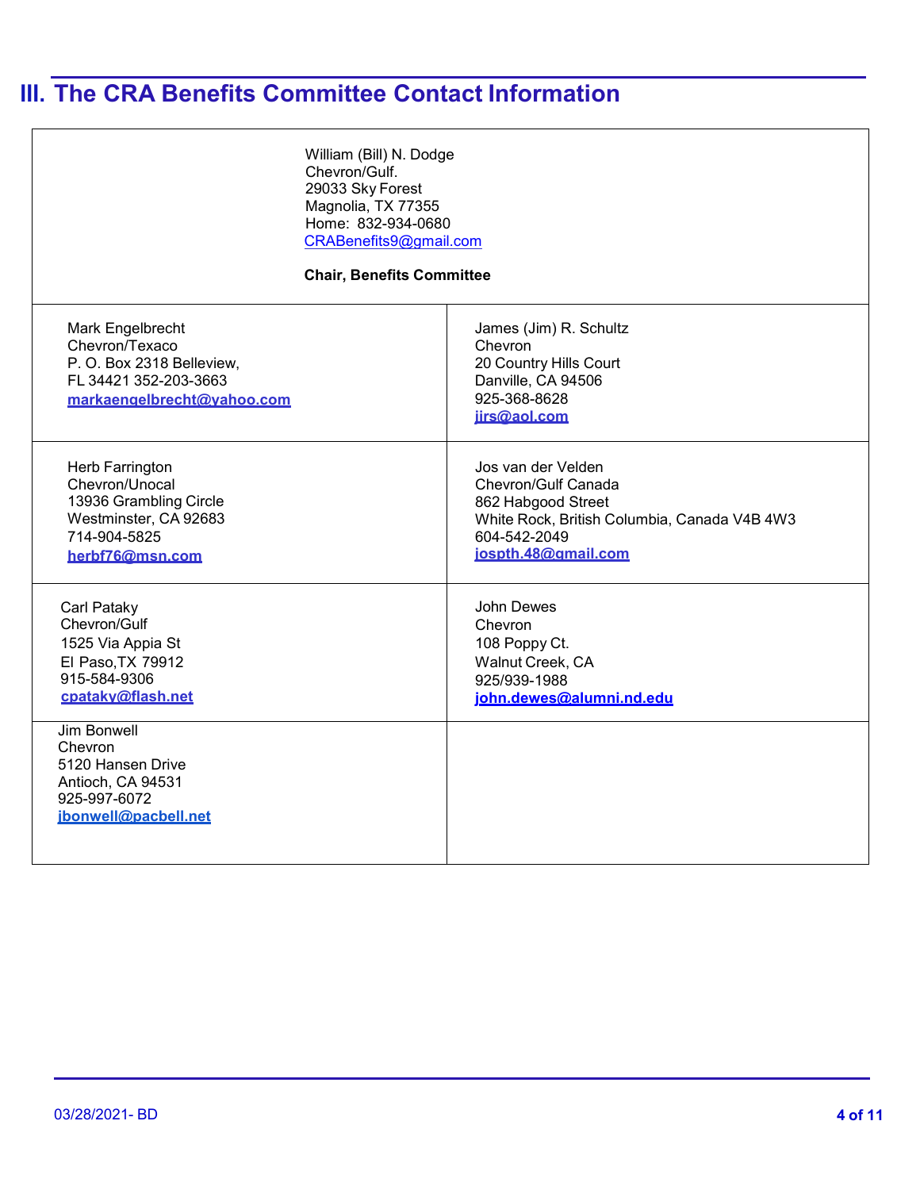## III. The CRA Benefits Committee Contact Information

| | |
|---|---|
| William (Bill) N. Dodge<br>Chevron/Gulf.<br>29033 Sky Forest<br>Magnolia, TX 77355<br>Home: 832-934-0680<br>CRABenefits9@gmail.com<br><br>**Chair, Benefits Committee** | |
| Mark Engelbrecht<br>Chevron/Texaco<br>P. O. Box 2318 Belleview,<br>FL 34421 352-203-3663<br>**markaengelbrecht@yahoo.com** | James (Jim) R. Schultz<br>Chevron<br>20 Country Hills Court<br>Danville, CA 94506<br>925-368-8628<br>**jirs@aol.com** |
| Herb Farrington<br>Chevron/Unocal<br>13936 Grambling Circle<br>Westminster, CA 92683<br>714-904-5825<br>**herbf76@msn.com** | Jos van der Velden<br>Chevron/Gulf Canada<br>862 Habgood Street<br>White Rock, British Columbia, Canada V4B 4W3<br>604-542-2049<br>**jospth.48@gmail.com** |
| Carl Pataky<br>Chevron/Gulf<br>1525 Via Appia St<br>El Paso,TX 79912<br>915-584-9306<br>**cpataky@flash.net** | John Dewes<br>Chevron<br>108 Poppy Ct.<br>Walnut Creek, CA<br>925/939-1988<br>**john.dewes@alumni.nd.edu** |
| Jim Bonwell<br>Chevron<br>5120 Hansen Drive<br>Antioch, CA 94531<br>925-997-6072<br>**jbonwell@pacbell.net** | |

03/28/2021- BD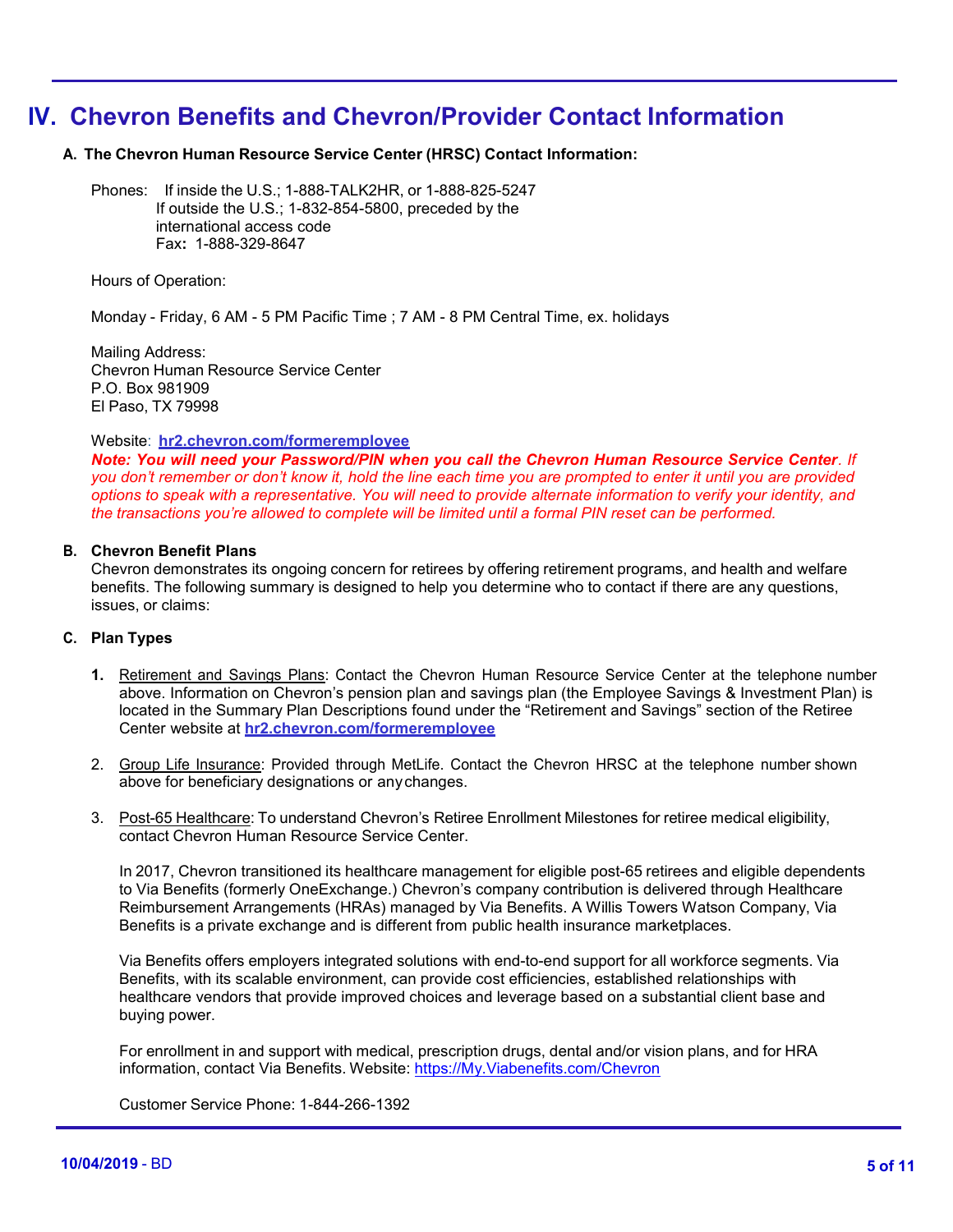# IV. Chevron Benefits and Chevron/Provider Contact Information

**A. The Chevron Human Resource Service Center (HRSC) Contact Information:**

Phones: If inside the U.S.; 1-888-TALK2HR, or 1-888-825-5247
If outside the U.S.; 1-832-854-5800, preceded by the international access code
Fax**:** 1-888-329-8647

Hours of Operation:

Monday - Friday, 6 AM - 5 PM Pacific Time ; 7 AM - 8 PM Central Time, ex. holidays

Mailing Address:
Chevron Human Resource Service Center
P.O. Box 981909
El Paso, TX 79998

Website: **hr2.chevron.com/formeremployee**

***Note: You will need your Password/PIN when you call the Chevron Human Resource Service Center****. If you don't remember or don't know it, hold the line each time you are prompted to enter it until you are provided options to speak with a representative. You will need to provide alternate information to verify your identity, and the transactions you're allowed to complete will be limited until a formal PIN reset can be performed.*

**B. Chevron Benefit Plans**

Chevron demonstrates its ongoing concern for retirees by offering retirement programs, and health and welfare benefits. The following summary is designed to help you determine who to contact if there are any questions, issues, or claims:

**C. Plan Types**

**1.** Retirement and Savings Plans: Contact the Chevron Human Resource Service Center at the telephone number above. Information on Chevron's pension plan and savings plan (the Employee Savings & Investment Plan) is located in the Summary Plan Descriptions found under the "Retirement and Savings" section of the Retiree Center website at **hr2.chevron.com/formeremployee**

2. Group Life Insurance: Provided through MetLife. Contact the Chevron HRSC at the telephone number shown above for beneficiary designations or any changes.

3. Post-65 Healthcare: To understand Chevron's Retiree Enrollment Milestones for retiree medical eligibility, contact Chevron Human Resource Service Center.

   In 2017, Chevron transitioned its healthcare management for eligible post-65 retirees and eligible dependents to Via Benefits (formerly OneExchange.) Chevron's company contribution is delivered through Healthcare Reimbursement Arrangements (HRAs) managed by Via Benefits. A Willis Towers Watson Company, Via Benefits is a private exchange and is different from public health insurance marketplaces.

   Via Benefits offers employers integrated solutions with end-to-end support for all workforce segments. Via Benefits, with its scalable environment, can provide cost efficiencies, established relationships with healthcare vendors that provide improved choices and leverage based on a substantial client base and buying power.

   For enrollment in and support with medical, prescription drugs, dental and/or vision plans, and for HRA information, contact Via Benefits. Website: https://My.Viabenefits.com/Chevron

   Customer Service Phone: 1-844-266-1392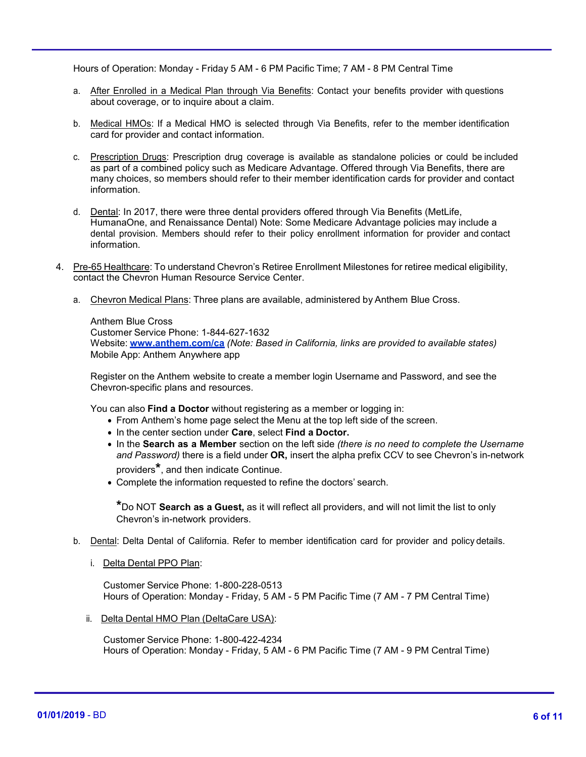Hours of Operation: Monday - Friday 5 AM - 6 PM Pacific Time; 7 AM - 8 PM Central Time

a. After Enrolled in a Medical Plan through Via Benefits: Contact your benefits provider with questions about coverage, or to inquire about a claim.

b. Medical HMOs: If a Medical HMO is selected through Via Benefits, refer to the member identification card for provider and contact information.

c. Prescription Drugs: Prescription drug coverage is available as standalone policies or could be included as part of a combined policy such as Medicare Advantage. Offered through Via Benefits, there are many choices, so members should refer to their member identification cards for provider and contact information.

d. Dental: In 2017, there were three dental providers offered through Via Benefits (MetLife, HumanaOne, and Renaissance Dental) Note: Some Medicare Advantage policies may include a dental provision. Members should refer to their policy enrollment information for provider and contact information.

4. Pre-65 Healthcare: To understand Chevron's Retiree Enrollment Milestones for retiree medical eligibility, contact the Chevron Human Resource Service Center.

   a. Chevron Medical Plans: Three plans are available, administered by Anthem Blue Cross.

      Anthem Blue Cross
      Customer Service Phone: 1-844-627-1632
      Website: **www.anthem.com/ca** *(Note: Based in California, links are provided to available states)*
      Mobile App: Anthem Anywhere app

      Register on the Anthem website to create a member login Username and Password, and see the Chevron-specific plans and resources.

      You can also **Find a Doctor** without registering as a member or logging in:

      - From Anthem's home page select the Menu at the top left side of the screen.
      - In the center section under **Care**, select **Find a Doctor.**
      - In the **Search as a Member** section on the left side *(there is no need to complete the Username and Password)* there is a field under **OR,** insert the alpha prefix CCV to see Chevron's in-network providers**\***, and then indicate Continue.
      - Complete the information requested to refine the doctors' search.

      **\***Do NOT **Search as a Guest,** as it will reflect all providers, and will not limit the list to only Chevron's in-network providers.

   b. Dental: Delta Dental of California. Refer to member identification card for provider and policy details.

      i. Delta Dental PPO Plan:

         Customer Service Phone: 1-800-228-0513
         Hours of Operation: Monday - Friday, 5 AM - 5 PM Pacific Time (7 AM - 7 PM Central Time)

      ii. Delta Dental HMO Plan (DeltaCare USA):

         Customer Service Phone: 1-800-422-4234
         Hours of Operation: Monday - Friday, 5 AM - 6 PM Pacific Time (7 AM - 9 PM Central Time)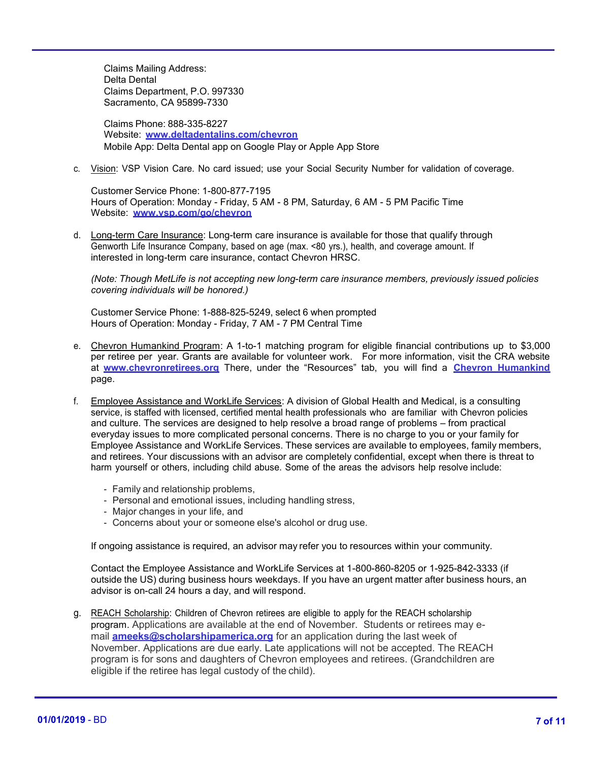Claims Mailing Address:
Delta Dental
Claims Department, P.O. 997330
Sacramento, CA 95899-7330

Claims Phone: 888-335-8227
Website: **www.deltadentalins.com/chevron**
Mobile App: Delta Dental app on Google Play or Apple App Store

c. Vision: VSP Vision Care. No card issued; use your Social Security Number for validation of coverage.

   Customer Service Phone: 1-800-877-7195
   Hours of Operation: Monday - Friday, 5 AM - 8 PM, Saturday, 6 AM - 5 PM Pacific Time
   Website: **www.vsp.com/go/chevron**

d. Long-term Care Insurance: Long-term care insurance is available for those that qualify through Genworth Life Insurance Company, based on age (max. <80 yrs.), health, and coverage amount. If interested in long-term care insurance, contact Chevron HRSC.

   *(Note: Though MetLife is not accepting new long-term care insurance members, previously issued policies covering individuals will be honored.)*

   Customer Service Phone: 1-888-825-5249, select 6 when prompted
   Hours of Operation: Monday - Friday, 7 AM - 7 PM Central Time

e. Chevron Humankind Program: A 1-to-1 matching program for eligible financial contributions up to $3,000 per retiree per year. Grants are available for volunteer work. For more information, visit the CRA website at **www.chevronretirees.org** There, under the "Resources" tab, you will find a **Chevron Humankind** page.

f. Employee Assistance and WorkLife Services: A division of Global Health and Medical, is a consulting service, is staffed with licensed, certified mental health professionals who are familiar with Chevron policies and culture. The services are designed to help resolve a broad range of problems – from practical everyday issues to more complicated personal concerns. There is no charge to you or your family for Employee Assistance and WorkLife Services. These services are available to employees, family members, and retirees. Your discussions with an advisor are completely confidential, except when there is threat to harm yourself or others, including child abuse. Some of the areas the advisors help resolve include:

   - Family and relationship problems,
   - Personal and emotional issues, including handling stress,
   - Major changes in your life, and
   - Concerns about your or someone else's alcohol or drug use.

   If ongoing assistance is required, an advisor may refer you to resources within your community.

   Contact the Employee Assistance and WorkLife Services at 1-800-860-8205 or 1-925-842-3333 (if outside the US) during business hours weekdays. If you have an urgent matter after business hours, an advisor is on-call 24 hours a day, and will respond.

g. REACH Scholarship: Children of Chevron retirees are eligible to apply for the REACH scholarship program. Applications are available at the end of November. Students or retirees may e-mail **ameeks@scholarshipamerica.org** for an application during the last week of November. Applications are due early. Late applications will not be accepted. The REACH program is for sons and daughters of Chevron employees and retirees. (Grandchildren are eligible if the retiree has legal custody of the child).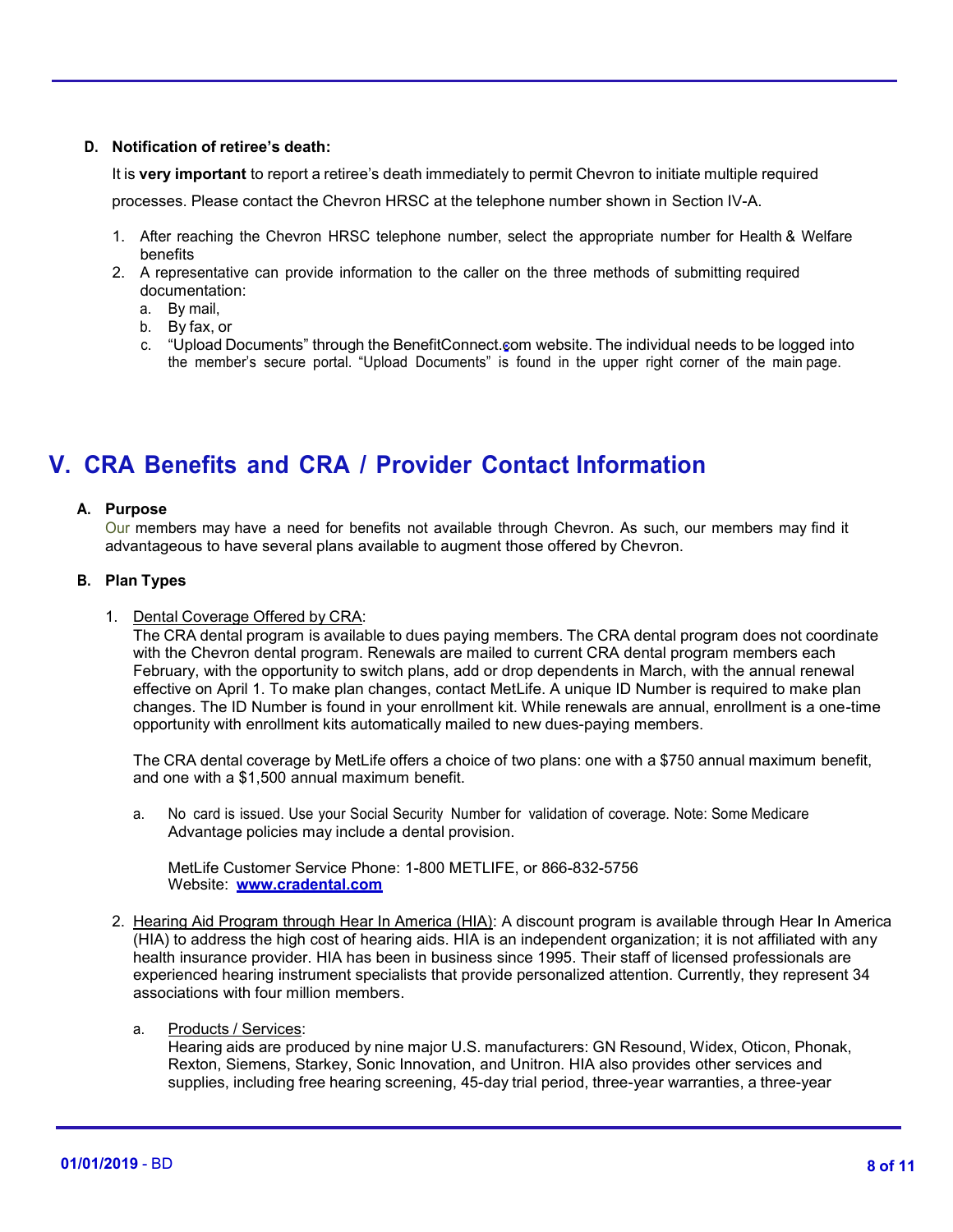**D. Notification of retiree's death:**

It is **very important** to report a retiree's death immediately to permit Chevron to initiate multiple required processes. Please contact the Chevron HRSC at the telephone number shown in Section IV-A.

1. After reaching the Chevron HRSC telephone number, select the appropriate number for Health & Welfare benefits
2. A representative can provide information to the caller on the three methods of submitting required documentation:
   a. By mail,
   b. By fax, or
   c. "Upload Documents" through the BenefitConnect.com website. The individual needs to be logged into the member's secure portal. "Upload Documents" is found in the upper right corner of the main page.

# V. CRA Benefits and CRA / Provider Contact Information

**A. Purpose**

Our members may have a need for benefits not available through Chevron. As such, our members may find it advantageous to have several plans available to augment those offered by Chevron.

**B. Plan Types**

1. Dental Coverage Offered by CRA:
   The CRA dental program is available to dues paying members. The CRA dental program does not coordinate with the Chevron dental program. Renewals are mailed to current CRA dental program members each February, with the opportunity to switch plans, add or drop dependents in March, with the annual renewal effective on April 1. To make plan changes, contact MetLife. A unique ID Number is required to make plan changes. The ID Number is found in your enrollment kit. While renewals are annual, enrollment is a one-time opportunity with enrollment kits automatically mailed to new dues-paying members.

   The CRA dental coverage by MetLife offers a choice of two plans: one with a $750 annual maximum benefit, and one with a $1,500 annual maximum benefit.

   a. No card is issued. Use your Social Security Number for validation of coverage. Note: Some Medicare Advantage policies may include a dental provision.

      MetLife Customer Service Phone: 1-800 METLIFE, or 866-832-5756
      Website: **www.cradental.com**

2. Hearing Aid Program through Hear In America (HIA): A discount program is available through Hear In America (HIA) to address the high cost of hearing aids. HIA is an independent organization; it is not affiliated with any health insurance provider. HIA has been in business since 1995. Their staff of licensed professionals are experienced hearing instrument specialists that provide personalized attention. Currently, they represent 34 associations with four million members.

   a. Products / Services:
      Hearing aids are produced by nine major U.S. manufacturers: GN Resound, Widex, Oticon, Phonak, Rexton, Siemens, Starkey, Sonic Innovation, and Unitron. HIA also provides other services and supplies, including free hearing screening, 45-day trial period, three-year warranties, a three-year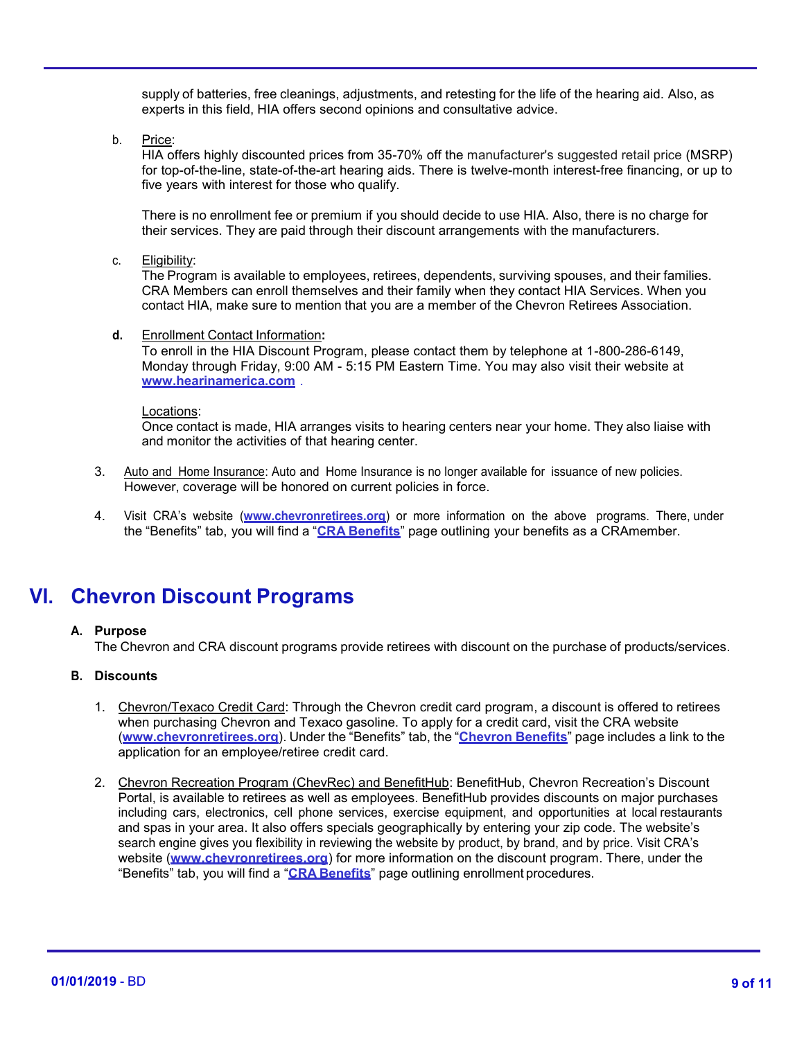supply of batteries, free cleanings, adjustments, and retesting for the life of the hearing aid. Also, as experts in this field, HIA offers second opinions and consultative advice.

b. Price:
HIA offers highly discounted prices from 35-70% off the manufacturer's suggested retail price (MSRP) for top-of-the-line, state-of-the-art hearing aids. There is twelve-month interest-free financing, or up to five years with interest for those who qualify.

There is no enrollment fee or premium if you should decide to use HIA. Also, there is no charge for their services. They are paid through their discount arrangements with the manufacturers.

c. Eligibility:
The Program is available to employees, retirees, dependents, surviving spouses, and their families. CRA Members can enroll themselves and their family when they contact HIA Services. When you contact HIA, make sure to mention that you are a member of the Chevron Retirees Association.

**d.** Enrollment Contact Information**:**
To enroll in the HIA Discount Program, please contact them by telephone at 1-800-286-6149, Monday through Friday, 9:00 AM - 5:15 PM Eastern Time. You may also visit their website at **www.hearinamerica.com** .

Locations:
Once contact is made, HIA arranges visits to hearing centers near your home. They also liaise with and monitor the activities of that hearing center.

3. Auto and Home Insurance: Auto and Home Insurance is no longer available for issuance of new policies. However, coverage will be honored on current policies in force.

4. Visit CRA's website (**www.chevronretirees.org**) or more information on the above programs. There, under the "Benefits" tab, you will find a "**CRA Benefits**" page outlining your benefits as a CRAmember.

# VI. Chevron Discount Programs

### A. Purpose

The Chevron and CRA discount programs provide retirees with discount on the purchase of products/services.

### B. Discounts

1. Chevron/Texaco Credit Card: Through the Chevron credit card program, a discount is offered to retirees when purchasing Chevron and Texaco gasoline. To apply for a credit card, visit the CRA website (**www.chevronretirees.org**). Under the "Benefits" tab, the "**Chevron Benefits**" page includes a link to the application for an employee/retiree credit card.

2. Chevron Recreation Program (ChevRec) and BenefitHub: BenefitHub, Chevron Recreation's Discount Portal, is available to retirees as well as employees. BenefitHub provides discounts on major purchases including cars, electronics, cell phone services, exercise equipment, and opportunities at local restaurants and spas in your area. It also offers specials geographically by entering your zip code. The website's search engine gives you flexibility in reviewing the website by product, by brand, and by price. Visit CRA's website (**www.chevronretirees.org**) for more information on the discount program. There, under the "Benefits" tab, you will find a "**CRA Benefits**" page outlining enrollment procedures.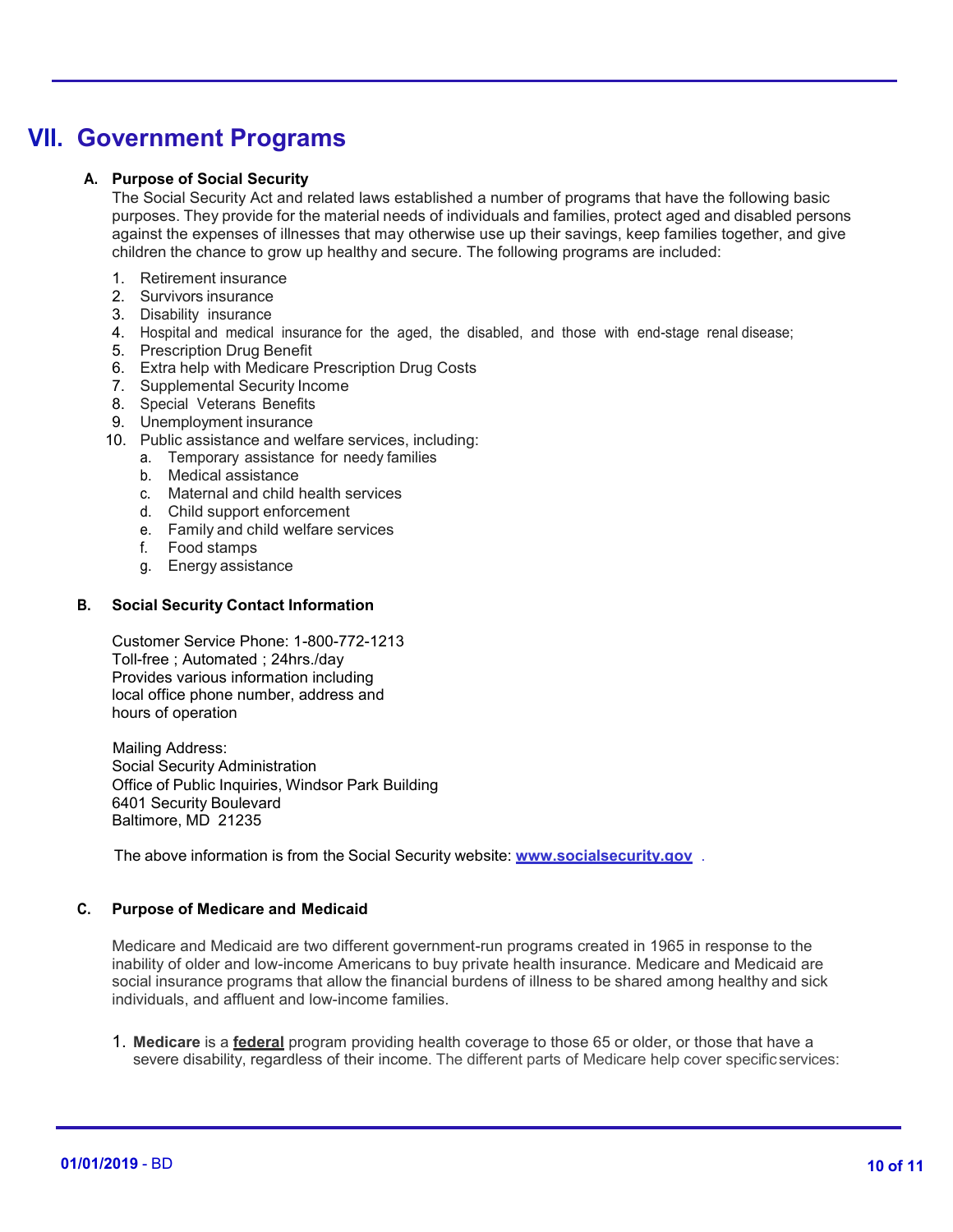# VII. Government Programs

### A. Purpose of Social Security

The Social Security Act and related laws established a number of programs that have the following basic purposes. They provide for the material needs of individuals and families, protect aged and disabled persons against the expenses of illnesses that may otherwise use up their savings, keep families together, and give children the chance to grow up healthy and secure. The following programs are included:

1. Retirement insurance
2. Survivors insurance
3. Disability insurance
4. Hospital and medical insurance for the aged, the disabled, and those with end-stage renal disease;
5. Prescription Drug Benefit
6. Extra help with Medicare Prescription Drug Costs
7. Supplemental Security Income
8. Special Veterans Benefits
9. Unemployment insurance
10. Public assistance and welfare services, including:
    a. Temporary assistance for needy families
    b. Medical assistance
    c. Maternal and child health services
    d. Child support enforcement
    e. Family and child welfare services
    f. Food stamps
    g. Energy assistance

### B. Social Security Contact Information

Customer Service Phone: 1-800-772-1213
Toll-free ; Automated ; 24hrs./day
Provides various information including local office phone number, address and hours of operation

Mailing Address:
Social Security Administration
Office of Public Inquiries, Windsor Park Building
6401 Security Boulevard
Baltimore, MD 21235

The above information is from the Social Security website: **www.socialsecurity.gov** .

### C. Purpose of Medicare and Medicaid

Medicare and Medicaid are two different government-run programs created in 1965 in response to the inability of older and low-income Americans to buy private health insurance. Medicare and Medicaid are social insurance programs that allow the financial burdens of illness to be shared among healthy and sick individuals, and affluent and low-income families.

1. **Medicare** is a **federal** program providing health coverage to those 65 or older, or those that have a severe disability, regardless of their income. The different parts of Medicare help cover specific services: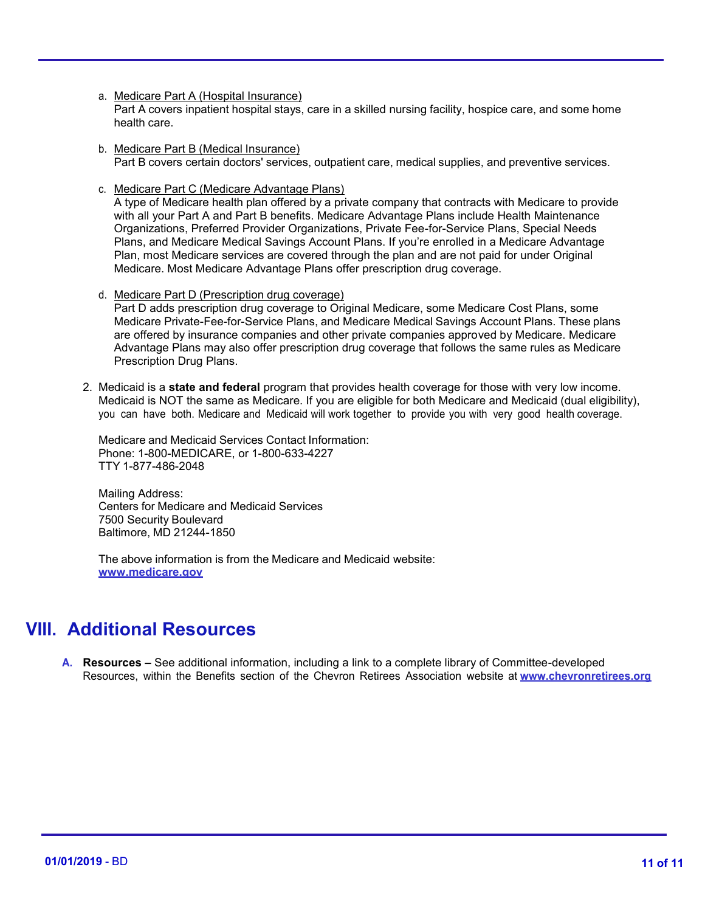a. Medicare Part A (Hospital Insurance)
   Part A covers inpatient hospital stays, care in a skilled nursing facility, hospice care, and some home health care.

b. Medicare Part B (Medical Insurance)
   Part B covers certain doctors' services, outpatient care, medical supplies, and preventive services.

c. Medicare Part C (Medicare Advantage Plans)
   A type of Medicare health plan offered by a private company that contracts with Medicare to provide with all your Part A and Part B benefits. Medicare Advantage Plans include Health Maintenance Organizations, Preferred Provider Organizations, Private Fee-for-Service Plans, Special Needs Plans, and Medicare Medical Savings Account Plans. If you're enrolled in a Medicare Advantage Plan, most Medicare services are covered through the plan and are not paid for under Original Medicare. Most Medicare Advantage Plans offer prescription drug coverage.

d. Medicare Part D (Prescription drug coverage)
   Part D adds prescription drug coverage to Original Medicare, some Medicare Cost Plans, some Medicare Private-Fee-for-Service Plans, and Medicare Medical Savings Account Plans. These plans are offered by insurance companies and other private companies approved by Medicare. Medicare Advantage Plans may also offer prescription drug coverage that follows the same rules as Medicare Prescription Drug Plans.

2. Medicaid is a **state and federal** program that provides health coverage for those with very low income. Medicaid is NOT the same as Medicare. If you are eligible for both Medicare and Medicaid (dual eligibility), you can have both. Medicare and Medicaid will work together to provide you with very good health coverage.

   Medicare and Medicaid Services Contact Information:
   Phone: 1-800-MEDICARE, or 1-800-633-4227
   TTY 1-877-486-2048

   Mailing Address:
   Centers for Medicare and Medicaid Services
   7500 Security Boulevard
   Baltimore, MD 21244-1850

   The above information is from the Medicare and Medicaid website:
   **www.medicare.gov**

## VIII. Additional Resources

A. **Resources –** See additional information, including a link to a complete library of Committee-developed Resources, within the Benefits section of the Chevron Retirees Association website at **www.chevronretirees.org**